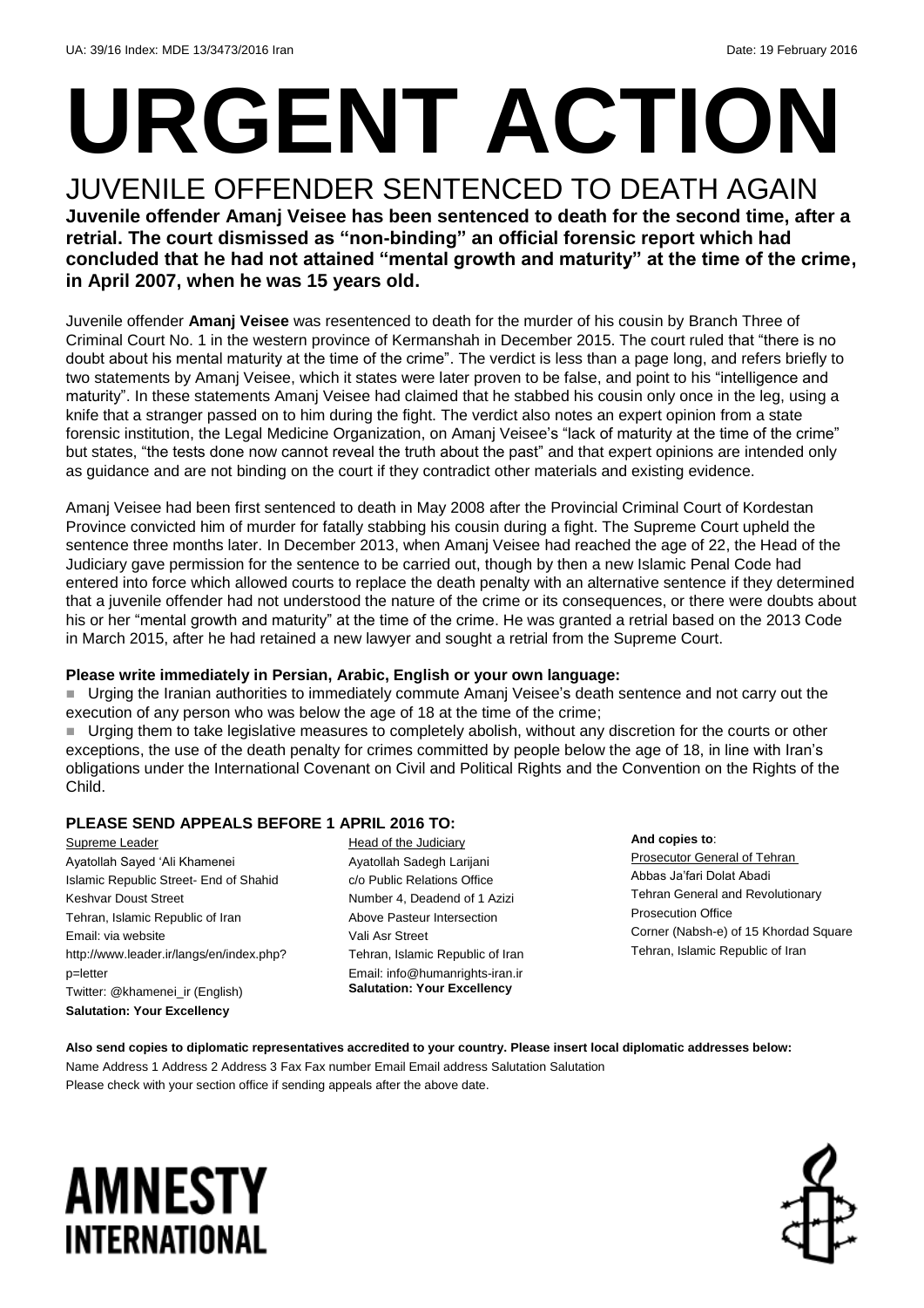UA: 39/16 Index: MDE 13/3473/2016 Iran Date: 19 February 2016

# URGENT ACTION

## JUVENILE OFFENDER SENTENCED TO DEATH AGAIN

**Juvenile offender Amanj Veisee has been sentenced to death for the second time, after a retrial. The court dismissed as "non-binding" an official forensic report which had concluded that he had not attained "mental growth and maturity" at the time of the crime, in April 2007, when he was 15 years old.**

Juvenile offender **Amanj Veisee** was resentenced to death for the murder of his cousin by Branch Three of Criminal Court No. 1 in the western province of Kermanshah in December 2015. The court ruled that "there is no doubt about his mental maturity at the time of the crime". The verdict is less than a page long, and refers briefly to two statements by Amanj Veisee, which it states were later proven to be false, and point to his "intelligence and maturity". In these statements Amanj Veisee had claimed that he stabbed his cousin only once in the leg, using a knife that a stranger passed on to him during the fight. The verdict also notes an expert opinion from a state forensic institution, the Legal Medicine Organization, on Amanj Veisee's "lack of maturity at the time of the crime" but states, "the tests done now cannot reveal the truth about the past" and that expert opinions are intended only as guidance and are not binding on the court if they contradict other materials and existing evidence.

Amanj Veisee had been first sentenced to death in May 2008 after the Provincial Criminal Court of Kordestan Province convicted him of murder for fatally stabbing his cousin during a fight. The Supreme Court upheld the sentence three months later. In December 2013, when Amanj Veisee had reached the age of 22, the Head of the Judiciary gave permission for the sentence to be carried out, though by then a new Islamic Penal Code had entered into force which allowed courts to replace the death penalty with an alternative sentence if they determined that a juvenile offender had not understood the nature of the crime or its consequences, or there were doubts about his or her "mental growth and maturity" at the time of the crime. He was granted a retrial based on the 2013 Code in March 2015, after he had retained a new lawyer and sought a retrial from the Supreme Court.

**Please write immediately in Persian, Arabic, English or your own language:**

- Urging the Iranian authorities to immediately commute Amanj Veisee's death sentence and not carry out the execution of any person who was below the age of 18 at the time of the crime;
- Urging them to take legislative measures to completely abolish, without any discretion for the courts or other exceptions, the use of the death penalty for crimes committed by people below the age of 18, in line with Iran's obligations under the International Covenant on Civil and Political Rights and the Convention on the Rights of the Child.

**PLEASE SEND APPEALS BEFORE 1 APRIL 2016 TO:**

Supreme Leader
Ayatollah Sayed 'Ali Khamenei
Islamic Republic Street- End of Shahid Keshvar Doust Street
Tehran, Islamic Republic of Iran
Email: via website http://www.leader.ir/langs/en/index.php?p=letter
Twitter: @khamenei_ir (English)
**Salutation: Your Excellency**

Head of the Judiciary
Ayatollah Sadegh Larijani
c/o Public Relations Office
Number 4, Deadend of 1 Azizi
Above Pasteur Intersection
Vali Asr Street
Tehran, Islamic Republic of Iran
Email: info@humanrights-iran.ir
**Salutation: Your Excellency**

**And copies to**:
Prosecutor General of Tehran
Abbas Ja'fari Dolat Abadi
Tehran General and Revolutionary Prosecution Office
Corner (Nabsh-e) of 15 Khordad Square
Tehran, Islamic Republic of Iran

**Also send copies to diplomatic representatives accredited to your country. Please insert local diplomatic addresses below:**
Name Address 1 Address 2 Address 3 Fax Fax number Email Email address Salutation Salutation
Please check with your section office if sending appeals after the above date.

AMNESTY INTERNATIONAL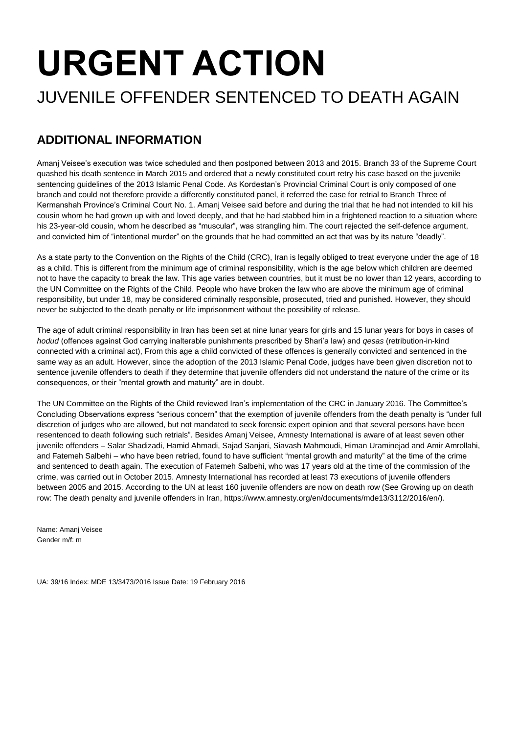# URGENT ACTION

JUVENILE OFFENDER SENTENCED TO DEATH AGAIN

## ADDITIONAL INFORMATION

Amanj Veisee's execution was twice scheduled and then postponed between 2013 and 2015. Branch 33 of the Supreme Court quashed his death sentence in March 2015 and ordered that a newly constituted court retry his case based on the juvenile sentencing guidelines of the 2013 Islamic Penal Code. As Kordestan's Provincial Criminal Court is only composed of one branch and could not therefore provide a differently constituted panel, it referred the case for retrial to Branch Three of Kermanshah Province's Criminal Court No. 1. Amanj Veisee said before and during the trial that he had not intended to kill his cousin whom he had grown up with and loved deeply, and that he had stabbed him in a frightened reaction to a situation where his 23-year-old cousin, whom he described as "muscular", was strangling him. The court rejected the self-defence argument, and convicted him of "intentional murder" on the grounds that he had committed an act that was by its nature "deadly".

As a state party to the Convention on the Rights of the Child (CRC), Iran is legally obliged to treat everyone under the age of 18 as a child. This is different from the minimum age of criminal responsibility, which is the age below which children are deemed not to have the capacity to break the law. This age varies between countries, but it must be no lower than 12 years, according to the UN Committee on the Rights of the Child. People who have broken the law who are above the minimum age of criminal responsibility, but under 18, may be considered criminally responsible, prosecuted, tried and punished. However, they should never be subjected to the death penalty or life imprisonment without the possibility of release.

The age of adult criminal responsibility in Iran has been set at nine lunar years for girls and 15 lunar years for boys in cases of *hodud* (offences against God carrying inalterable punishments prescribed by Shari'a law) and *qesas* (retribution-in-kind connected with a criminal act), From this age a child convicted of these offences is generally convicted and sentenced in the same way as an adult. However, since the adoption of the 2013 Islamic Penal Code, judges have been given discretion not to sentence juvenile offenders to death if they determine that juvenile offenders did not understand the nature of the crime or its consequences, or their "mental growth and maturity" are in doubt.

The UN Committee on the Rights of the Child reviewed Iran's implementation of the CRC in January 2016. The Committee's Concluding Observations express "serious concern" that the exemption of juvenile offenders from the death penalty is "under full discretion of judges who are allowed, but not mandated to seek forensic expert opinion and that several persons have been resentenced to death following such retrials". Besides Amanj Veisee, Amnesty International is aware of at least seven other juvenile offenders – Salar Shadizadi, Hamid Ahmadi, Sajad Sanjari, Siavash Mahmoudi, Himan Uraminejad and Amir Amrollahi, and Fatemeh Salbehi – who have been retried, found to have sufficient "mental growth and maturity" at the time of the crime and sentenced to death again. The execution of Fatemeh Salbehi, who was 17 years old at the time of the commission of the crime, was carried out in October 2015. Amnesty International has recorded at least 73 executions of juvenile offenders between 2005 and 2015. According to the UN at least 160 juvenile offenders are now on death row (See Growing up on death row: The death penalty and juvenile offenders in Iran, https://www.amnesty.org/en/documents/mde13/3112/2016/en/).

Name: Amanj Veisee
Gender m/f: m

UA: 39/16 Index: MDE 13/3473/2016 Issue Date: 19 February 2016